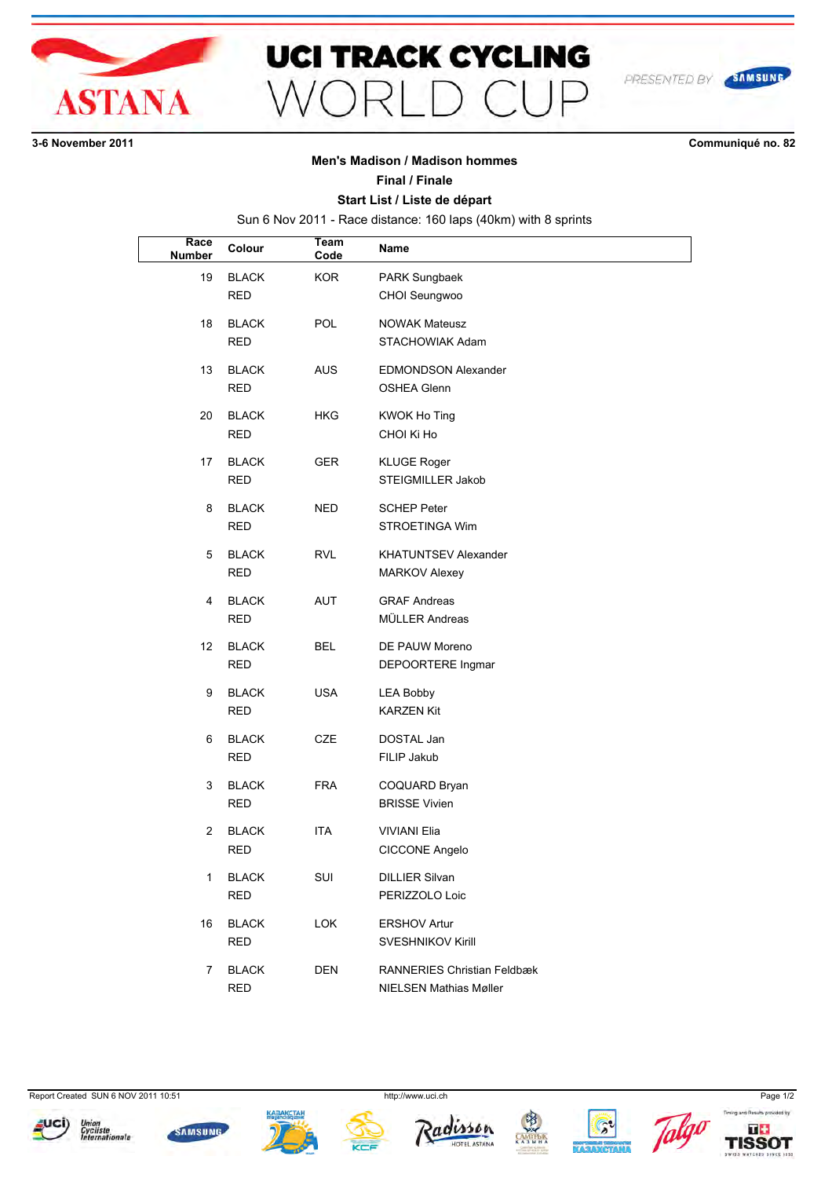# UCI TRACK CYCLING WORLD CUP

3-6 November 2011

Communiqué no. 82

## Men's Madison / Madison hommes

### Final / Finale

### Start List / Liste de départ

Sun 6 Nov 2011 - Race distance: 160 laps (40km) with 8 sprints

| Race Number | Colour | Team Code | Name |
|---|---|---|---|
| 19 | BLACK | KOR | PARK Sungbaek |
| | RED | | CHOI Seungwoo |
| 18 | BLACK | POL | NOWAK Mateusz |
| | RED | | STACHOWIAK Adam |
| 13 | BLACK | AUS | EDMONDSON Alexander |
| | RED | | OSHEA Glenn |
| 20 | BLACK | HKG | KWOK Ho Ting |
| | RED | | CHOI Ki Ho |
| 17 | BLACK | GER | KLUGE Roger |
| | RED | | STEIGMILLER Jakob |
| 8 | BLACK | NED | SCHEP Peter |
| | RED | | STROETINGA Wim |
| 5 | BLACK | RVL | KHATUNTSEV Alexander |
| | RED | | MARKOV Alexey |
| 4 | BLACK | AUT | GRAF Andreas |
| | RED | | MÜLLER Andreas |
| 12 | BLACK | BEL | DE PAUW Moreno |
| | RED | | DEPOORTERE Ingmar |
| 9 | BLACK | USA | LEA Bobby |
| | RED | | KARZEN Kit |
| 6 | BLACK | CZE | DOSTAL Jan |
| | RED | | FILIP Jakub |
| 3 | BLACK | FRA | COQUARD Bryan |
| | RED | | BRISSE Vivien |
| 2 | BLACK | ITA | VIVIANI Elia |
| | RED | | CICCONE Angelo |
| 1 | BLACK | SUI | DILLIER Silvan |
| | RED | | PERIZZOLO Loic |
| 16 | BLACK | LOK | ERSHOV Artur |
| | RED | | SVESHNIKOV Kirill |
| 7 | BLACK | DEN | RANNERIES Christian Feldbæk |
| | RED | | NIELSEN Mathias Møller |

Report Created SUN 6 NOV 2011 10:51

http://www.uci.ch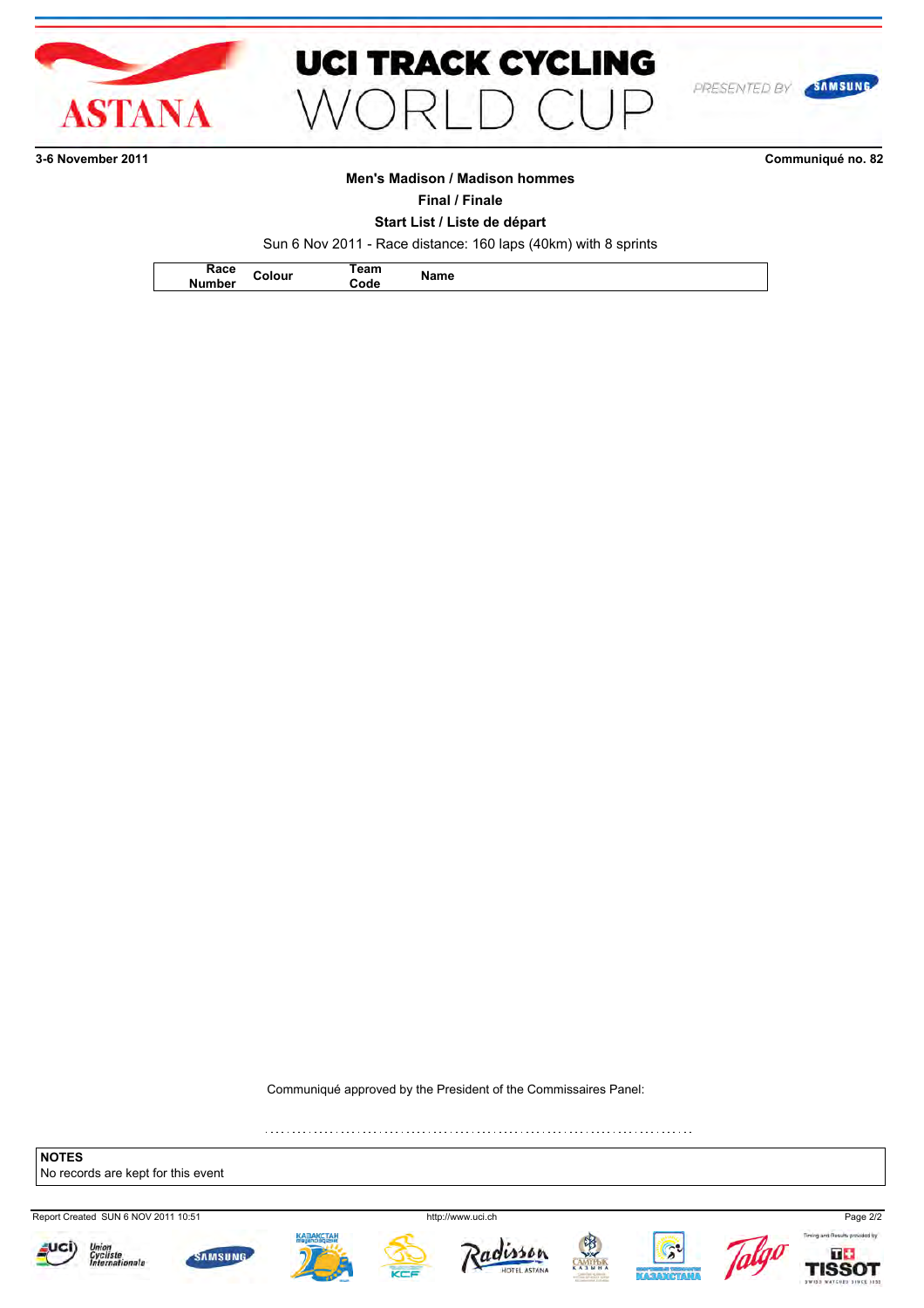# UCI TRACK CYCLING WORLD CUP

PRESENTED BY SAMSUNG

**3-6 November 2011** **Communiqué no. 82**

**Men's Madison / Madison hommes**

**Final / Finale**

**Start List / Liste de départ**

Sun 6 Nov 2011 - Race distance: 160 laps (40km) with 8 sprints

| Race Number | Colour | Team Code | Name |
|---|---|---|---|

Communiqué approved by the President of the Commissaires Panel:

. . . . . . . . . . . . . . . . . . . . . . . . . . . . . . . . . . . . . . . . . . . . . . . . . . . . . . . . . . . . . . . . . . . . . . . . . . . . . . .

**NOTES**

No records are kept for this event

Report Created SUN 6 NOV 2011 10:51

http://www.uci.ch